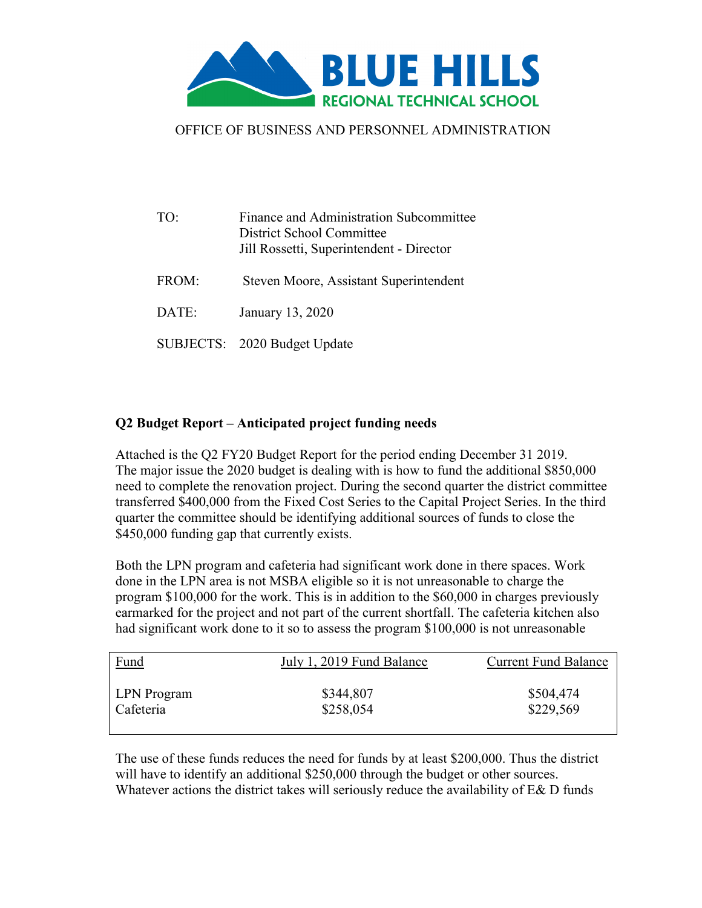BLUE HILLS
REGIONAL TECHNICAL SCHOOL

OFFICE OF BUSINESS AND PERSONNEL ADMINISTRATION

TO: Finance and Administration Subcommittee
District School Committee
Jill Rossetti, Superintendent - Director

FROM: Steven Moore, Assistant Superintendent

DATE: January 13, 2020

SUBJECTS: 2020 Budget Update

**Q2 Budget Report – Anticipated project funding needs**

Attached is the Q2 FY20 Budget Report for the period ending December 31 2019. The major issue the 2020 budget is dealing with is how to fund the additional $850,000 need to complete the renovation project. During the second quarter the district committee transferred $400,000 from the Fixed Cost Series to the Capital Project Series. In the third quarter the committee should be identifying additional sources of funds to close the $450,000 funding gap that currently exists.

Both the LPN program and cafeteria had significant work done in there spaces. Work done in the LPN area is not MSBA eligible so it is not unreasonable to charge the program $100,000 for the work. This is in addition to the $60,000 in charges previously earmarked for the project and not part of the current shortfall. The cafeteria kitchen also had significant work done to it so to assess the program $100,000 is not unreasonable

| Fund | July 1, 2019 Fund Balance | Current Fund Balance |
|---|---|---|
| LPN Program | $344,807 | $504,474 |
| Cafeteria | $258,054 | $229,569 |

The use of these funds reduces the need for funds by at least $200,000. Thus the district will have to identify an additional $250,000 through the budget or other sources. Whatever actions the district takes will seriously reduce the availability of E& D funds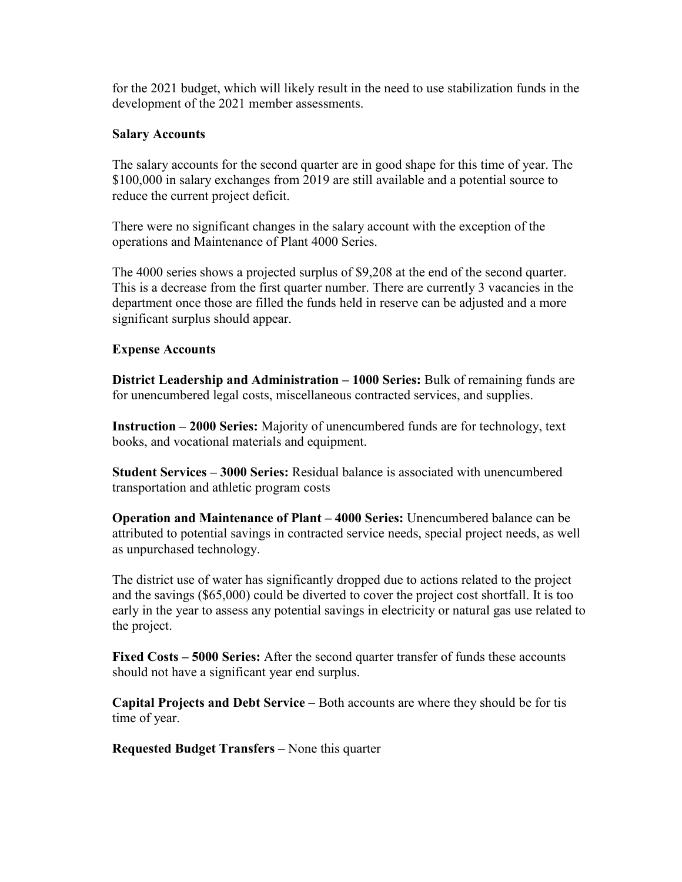for the 2021 budget, which will likely result in the need to use stabilization funds in the development of the 2021 member assessments.

**Salary Accounts**

The salary accounts for the second quarter are in good shape for this time of year. The $100,000 in salary exchanges from 2019 are still available and a potential source to reduce the current project deficit.

There were no significant changes in the salary account with the exception of the operations and Maintenance of Plant 4000 Series.

The 4000 series shows a projected surplus of $9,208 at the end of the second quarter. This is a decrease from the first quarter number. There are currently 3 vacancies in the department once those are filled the funds held in reserve can be adjusted and a more significant surplus should appear.

**Expense Accounts**

**District Leadership and Administration – 1000 Series:** Bulk of remaining funds are for unencumbered legal costs, miscellaneous contracted services, and supplies.

**Instruction – 2000 Series:** Majority of unencumbered funds are for technology, text books, and vocational materials and equipment.

**Student Services – 3000 Series:** Residual balance is associated with unencumbered transportation and athletic program costs

**Operation and Maintenance of Plant – 4000 Series:** Unencumbered balance can be attributed to potential savings in contracted service needs, special project needs, as well as unpurchased technology.

The district use of water has significantly dropped due to actions related to the project and the savings ($65,000) could be diverted to cover the project cost shortfall. It is too early in the year to assess any potential savings in electricity or natural gas use related to the project.

**Fixed Costs – 5000 Series:** After the second quarter transfer of funds these accounts should not have a significant year end surplus.

**Capital Projects and Debt Service** – Both accounts are where they should be for tis time of year.

**Requested Budget Transfers** – None this quarter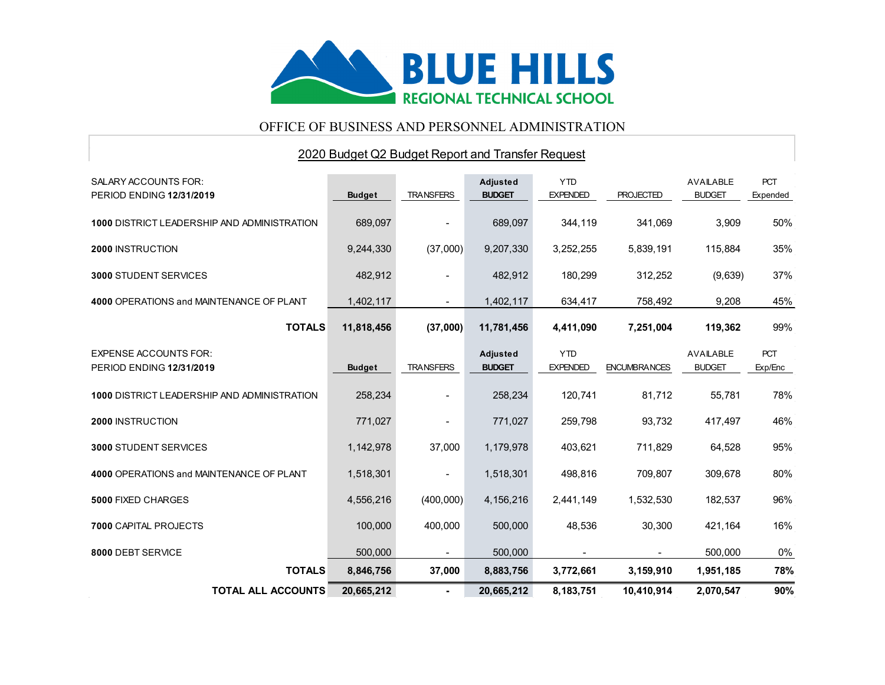# BLUE HILLS REGIONAL TECHNICAL SCHOOL

OFFICE OF BUSINESS AND PERSONNEL ADMINISTRATION

## 2020 Budget Q2 Budget Report and Transfer Request

| SALARY ACCOUNTS FOR: PERIOD ENDING **12/31/2019** | Budget | TRANSFERS | Adjusted BUDGET | YTD EXPENDED | PROJECTED | AVAILABLE BUDGET | PCT Expended |
|---|---|---|---|---|---|---|---|
| **1000** DISTRICT LEADERSHIP AND ADMINISTRATION | 689,097 | - | 689,097 | 344,119 | 341,069 | 3,909 | 50% |
| **2000** INSTRUCTION | 9,244,330 | (37,000) | 9,207,330 | 3,252,255 | 5,839,191 | 115,884 | 35% |
| **3000** STUDENT SERVICES | 482,912 | - | 482,912 | 180,299 | 312,252 | (9,639) | 37% |
| **4000** OPERATIONS and MAINTENANCE OF PLANT | 1,402,117 | - | 1,402,117 | 634,417 | 758,492 | 9,208 | 45% |
| **TOTALS** | **11,818,456** | **(37,000)** | **11,781,456** | **4,411,090** | **7,251,004** | **119,362** | 99% |

| EXPENSE ACCOUNTS FOR: PERIOD ENDING **12/31/2019** | Budget | TRANSFERS | Adjusted BUDGET | YTD EXPENDED | ENCUMBRANCES | AVAILABLE BUDGET | PCT Exp/Enc |
|---|---|---|---|---|---|---|---|
| **1000** DISTRICT LEADERSHIP AND ADMINISTRATION | 258,234 | - | 258,234 | 120,741 | 81,712 | 55,781 | 78% |
| **2000** INSTRUCTION | 771,027 | - | 771,027 | 259,798 | 93,732 | 417,497 | 46% |
| **3000** STUDENT SERVICES | 1,142,978 | 37,000 | 1,179,978 | 403,621 | 711,829 | 64,528 | 95% |
| **4000** OPERATIONS and MAINTENANCE OF PLANT | 1,518,301 | - | 1,518,301 | 498,816 | 709,807 | 309,678 | 80% |
| **5000** FIXED CHARGES | 4,556,216 | (400,000) | 4,156,216 | 2,441,149 | 1,532,530 | 182,537 | 96% |
| **7000** CAPITAL PROJECTS | 100,000 | 400,000 | 500,000 | 48,536 | 30,300 | 421,164 | 16% |
| **8000** DEBT SERVICE | 500,000 | - | 500,000 | - | - | 500,000 | 0% |
| **TOTALS** | **8,846,756** | **37,000** | **8,883,756** | **3,772,661** | **3,159,910** | **1,951,185** | **78%** |
| **TOTAL ALL ACCOUNTS** | **20,665,212** | **-** | **20,665,212** | **8,183,751** | **10,410,914** | **2,070,547** | **90%** |